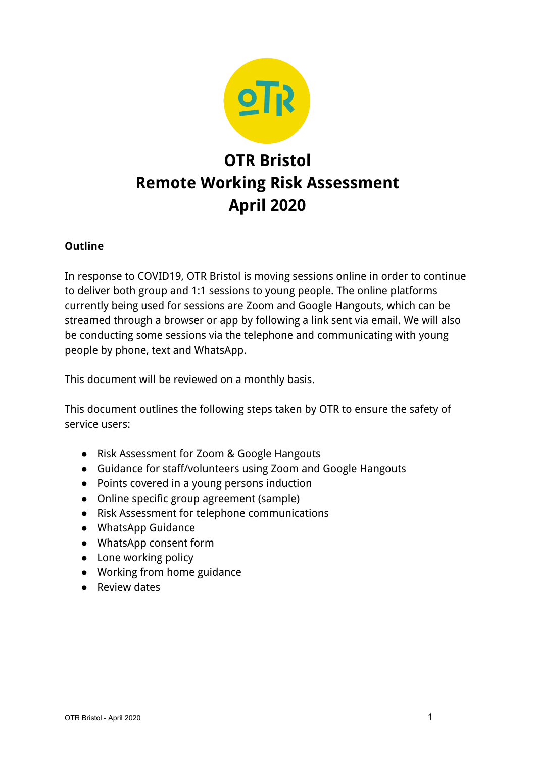# OTR Bristol
# Remote Working Risk Assessment
# April 2020

**Outline**

In response to COVID19, OTR Bristol is moving sessions online in order to continue to deliver both group and 1:1 sessions to young people. The online platforms currently being used for sessions are Zoom and Google Hangouts, which can be streamed through a browser or app by following a link sent via email. We will also be conducting some sessions via the telephone and communicating with young people by phone, text and WhatsApp.

This document will be reviewed on a monthly basis.

This document outlines the following steps taken by OTR to ensure the safety of service users:

- Risk Assessment for Zoom & Google Hangouts
- Guidance for staff/volunteers using Zoom and Google Hangouts
- Points covered in a young persons induction
- Online specific group agreement (sample)
- Risk Assessment for telephone communications
- WhatsApp Guidance
- WhatsApp consent form
- Lone working policy
- Working from home guidance
- Review dates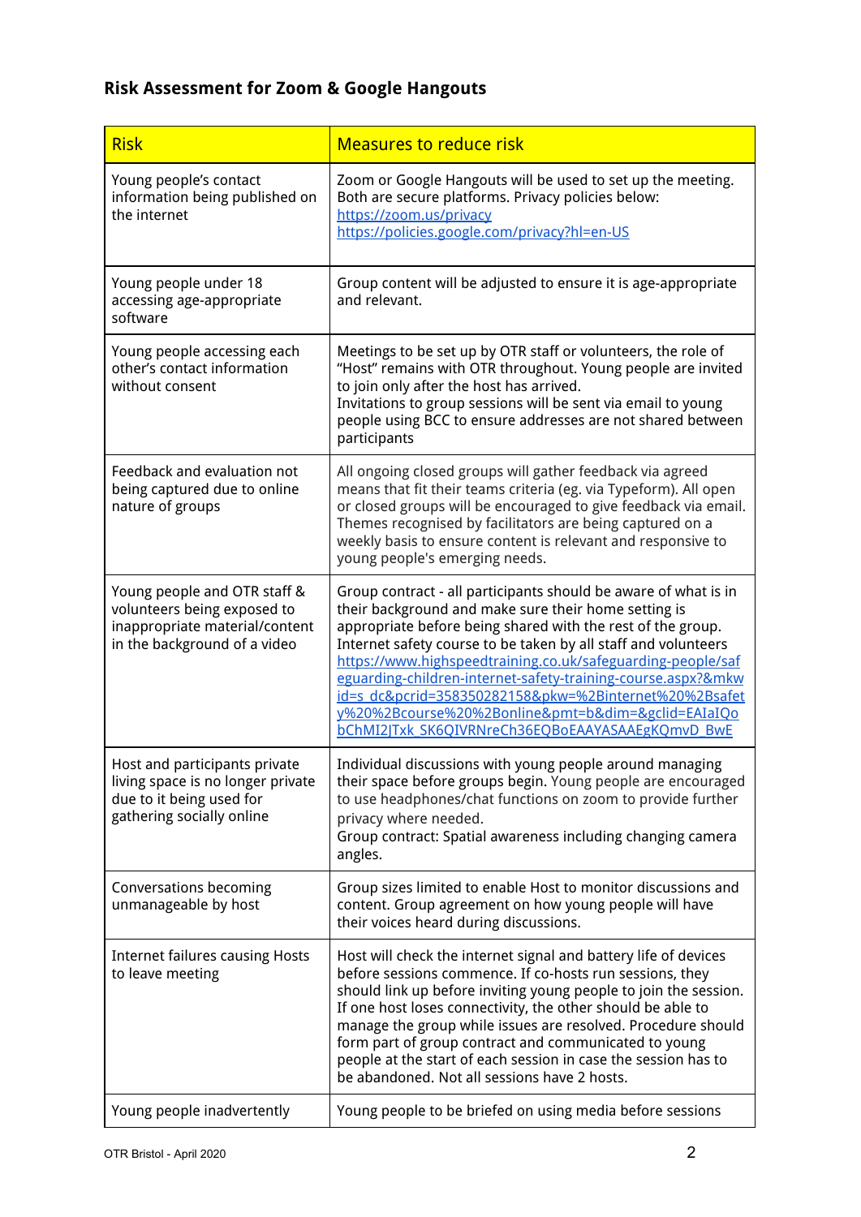## Risk Assessment for Zoom & Google Hangouts

| Risk | Measures to reduce risk |
|---|---|
| Young people's contact information being published on the internet | Zoom or Google Hangouts will be used to set up the meeting. Both are secure platforms. Privacy policies below: https://zoom.us/privacy https://policies.google.com/privacy?hl=en-US |
| Young people under 18 accessing age-appropriate software | Group content will be adjusted to ensure it is age-appropriate and relevant. |
| Young people accessing each other's contact information without consent | Meetings to be set up by OTR staff or volunteers, the role of "Host" remains with OTR throughout. Young people are invited to join only after the host has arrived. Invitations to group sessions will be sent via email to young people using BCC to ensure addresses are not shared between participants |
| Feedback and evaluation not being captured due to online nature of groups | All ongoing closed groups will gather feedback via agreed means that fit their teams criteria (eg. via Typeform). All open or closed groups will be encouraged to give feedback via email. Themes recognised by facilitators are being captured on a weekly basis to ensure content is relevant and responsive to young people's emerging needs. |
| Young people and OTR staff & volunteers being exposed to inappropriate material/content in the background of a video | Group contract - all participants should be aware of what is in their background and make sure their home setting is appropriate before being shared with the rest of the group. Internet safety course to be taken by all staff and volunteers https://www.highspeedtraining.co.uk/safeguarding-people/safeguarding-children-internet-safety-training-course.aspx?&mkwid=s_dc&pcrid=358350282158&pkw=%2Binternet%20%2Bsafety%20%2Bcourse%20%2Bonline&pmt=b&dim=&gclid=EAIaIQobChMI2JTxk_SK6QIVRNreCh36EQBoEAAYASAAEgKQmvD_BwE |
| Host and participants private living space is no longer private due to it being used for gathering socially online | Individual discussions with young people around managing their space before groups begin. Young people are encouraged to use headphones/chat functions on zoom to provide further privacy where needed. Group contract: Spatial awareness including changing camera angles. |
| Conversations becoming unmanageable by host | Group sizes limited to enable Host to monitor discussions and content. Group agreement on how young people will have their voices heard during discussions. |
| Internet failures causing Hosts to leave meeting | Host will check the internet signal and battery life of devices before sessions commence. If co-hosts run sessions, they should link up before inviting young people to join the session. If one host loses connectivity, the other should be able to manage the group while issues are resolved. Procedure should form part of group contract and communicated to young people at the start of each session in case the session has to be abandoned. Not all sessions have 2 hosts. |
| Young people inadvertently | Young people to be briefed on using media before sessions |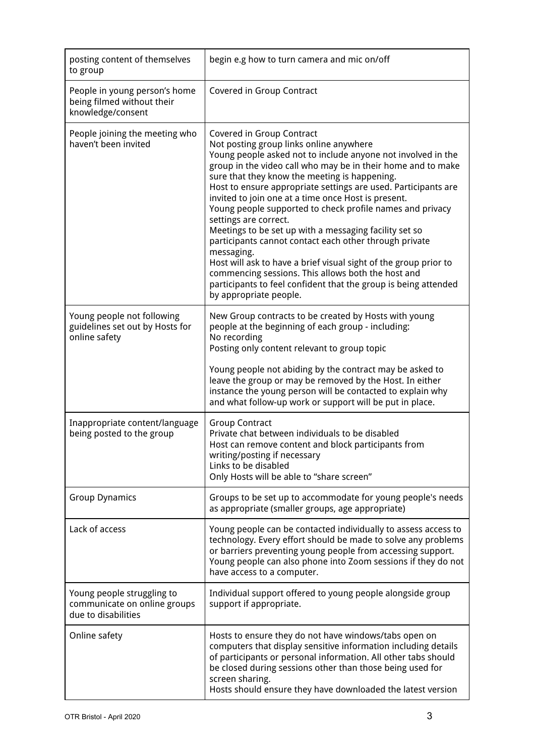| | |
|---|---|
| posting content of themselves to group | begin e.g how to turn camera and mic on/off |
| People in young person's home being filmed without their knowledge/consent | Covered in Group Contract |
| People joining the meeting who haven't been invited | Covered in Group Contract<br>Not posting group links online anywhere<br>Young people asked not to include anyone not involved in the group in the video call who may be in their home and to make sure that they know the meeting is happening.<br>Host to ensure appropriate settings are used. Participants are invited to join one at a time once Host is present.<br>Young people supported to check profile names and privacy settings are correct.<br>Meetings to be set up with a messaging facility set so participants cannot contact each other through private messaging.<br>Host will ask to have a brief visual sight of the group prior to commencing sessions. This allows both the host and participants to feel confident that the group is being attended by appropriate people. |
| Young people not following guidelines set out by Hosts for online safety | New Group contracts to be created by Hosts with young people at the beginning of each group - including:<br>No recording<br>Posting only content relevant to group topic<br><br>Young people not abiding by the contract may be asked to leave the group or may be removed by the Host. In either instance the young person will be contacted to explain why and what follow-up work or support will be put in place. |
| Inappropriate content/language being posted to the group | Group Contract<br>Private chat between individuals to be disabled<br>Host can remove content and block participants from writing/posting if necessary<br>Links to be disabled<br>Only Hosts will be able to "share screen" |
| Group Dynamics | Groups to be set up to accommodate for young people's needs as appropriate (smaller groups, age appropriate) |
| Lack of access | Young people can be contacted individually to assess access to technology. Every effort should be made to solve any problems or barriers preventing young people from accessing support. Young people can also phone into Zoom sessions if they do not have access to a computer. |
| Young people struggling to communicate on online groups due to disabilities | Individual support offered to young people alongside group support if appropriate. |
| Online safety | Hosts to ensure they do not have windows/tabs open on computers that display sensitive information including details of participants or personal information. All other tabs should be closed during sessions other than those being used for screen sharing.<br>Hosts should ensure they have downloaded the latest version |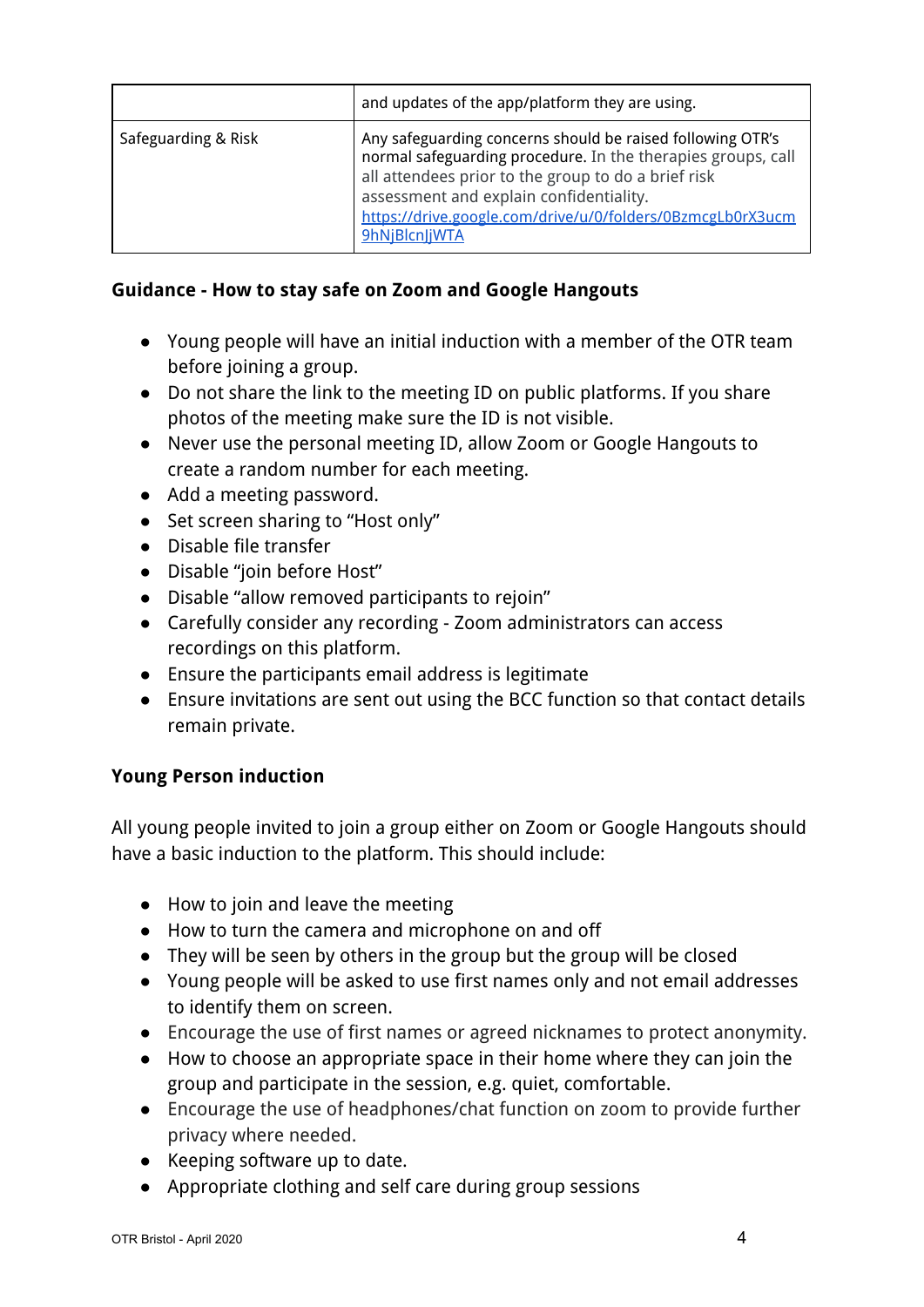| | |
|---|---|
| | and updates of the app/platform they are using. |
| Safeguarding & Risk | Any safeguarding concerns should be raised following OTR's normal safeguarding procedure. In the therapies groups, call all attendees prior to the group to do a brief risk assessment and explain confidentiality. https://drive.google.com/drive/u/0/folders/0BzmcgLb0rX3ucm9hNjBlcnJjWTA |

**Guidance - How to stay safe on Zoom and Google Hangouts**

- Young people will have an initial induction with a member of the OTR team before joining a group.
- Do not share the link to the meeting ID on public platforms. If you share photos of the meeting make sure the ID is not visible.
- Never use the personal meeting ID, allow Zoom or Google Hangouts to create a random number for each meeting.
- Add a meeting password.
- Set screen sharing to "Host only"
- Disable file transfer
- Disable "join before Host"
- Disable "allow removed participants to rejoin"
- Carefully consider any recording - Zoom administrators can access recordings on this platform.
- Ensure the participants email address is legitimate
- Ensure invitations are sent out using the BCC function so that contact details remain private.

**Young Person induction**

All young people invited to join a group either on Zoom or Google Hangouts should have a basic induction to the platform. This should include:

- How to join and leave the meeting
- How to turn the camera and microphone on and off
- They will be seen by others in the group but the group will be closed
- Young people will be asked to use first names only and not email addresses to identify them on screen.
- Encourage the use of first names or agreed nicknames to protect anonymity.
- How to choose an appropriate space in their home where they can join the group and participate in the session, e.g. quiet, comfortable.
- Encourage the use of headphones/chat function on zoom to provide further privacy where needed.
- Keeping software up to date.
- Appropriate clothing and self care during group sessions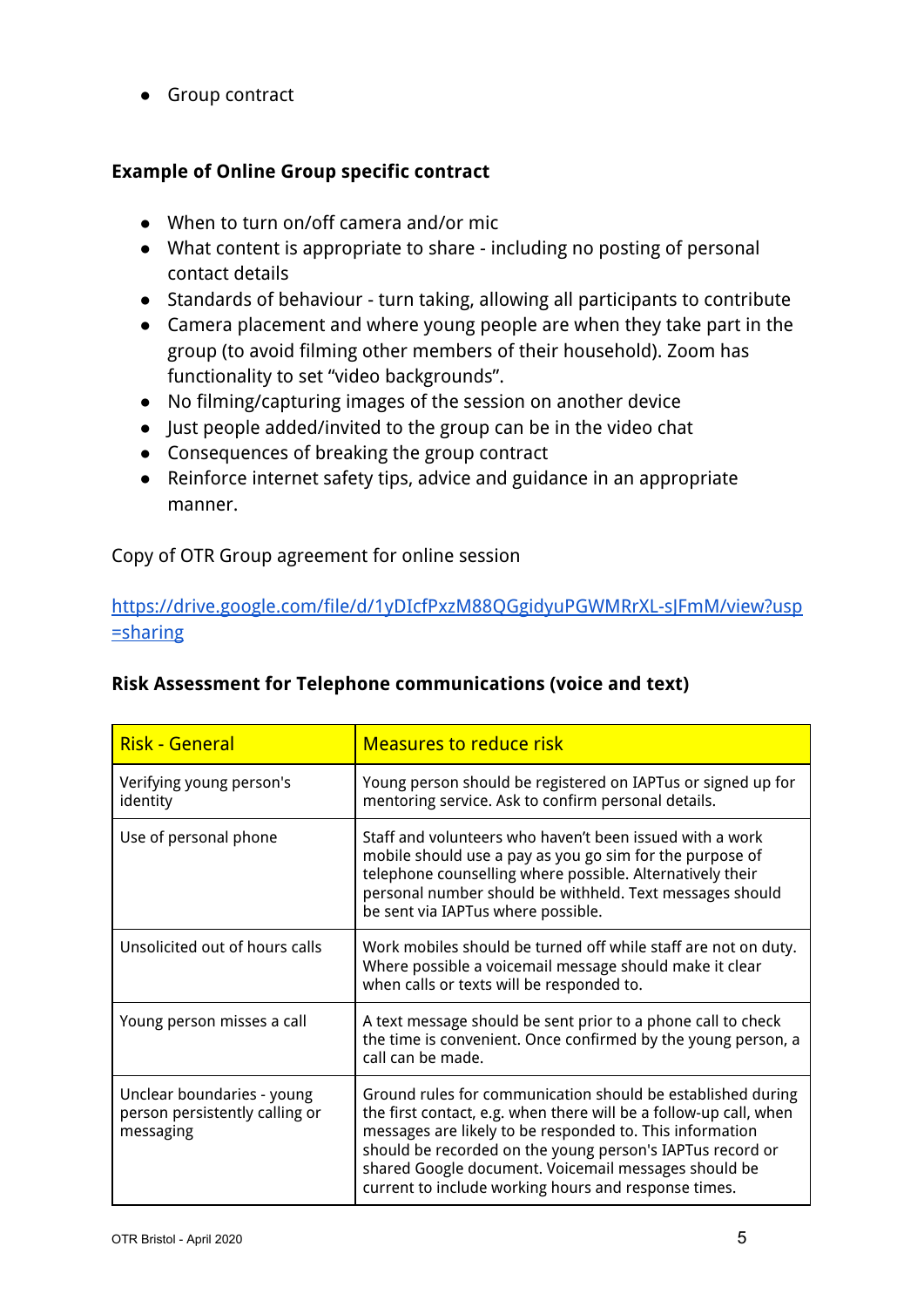- Group contract

**Example of Online Group specific contract**

- When to turn on/off camera and/or mic
- What content is appropriate to share - including no posting of personal contact details
- Standards of behaviour - turn taking, allowing all participants to contribute
- Camera placement and where young people are when they take part in the group (to avoid filming other members of their household). Zoom has functionality to set "video backgrounds".
- No filming/capturing images of the session on another device
- Just people added/invited to the group can be in the video chat
- Consequences of breaking the group contract
- Reinforce internet safety tips, advice and guidance in an appropriate manner.

Copy of OTR Group agreement for online session

https://drive.google.com/file/d/1yDIcfPxzM88QGgidyuPGWMRrXL-sJFmM/view?usp=sharing

**Risk Assessment for Telephone communications (voice and text)**

| Risk - General | Measures to reduce risk |
|---|---|
| Verifying young person's identity | Young person should be registered on IAPTus or signed up for mentoring service. Ask to confirm personal details. |
| Use of personal phone | Staff and volunteers who haven't been issued with a work mobile should use a pay as you go sim for the purpose of telephone counselling where possible. Alternatively their personal number should be withheld. Text messages should be sent via IAPTus where possible. |
| Unsolicited out of hours calls | Work mobiles should be turned off while staff are not on duty. Where possible a voicemail message should make it clear when calls or texts will be responded to. |
| Young person misses a call | A text message should be sent prior to a phone call to check the time is convenient. Once confirmed by the young person, a call can be made. |
| Unclear boundaries - young person persistently calling or messaging | Ground rules for communication should be established during the first contact, e.g. when there will be a follow-up call, when messages are likely to be responded to. This information should be recorded on the young person's IAPTus record or shared Google document. Voicemail messages should be current to include working hours and response times. |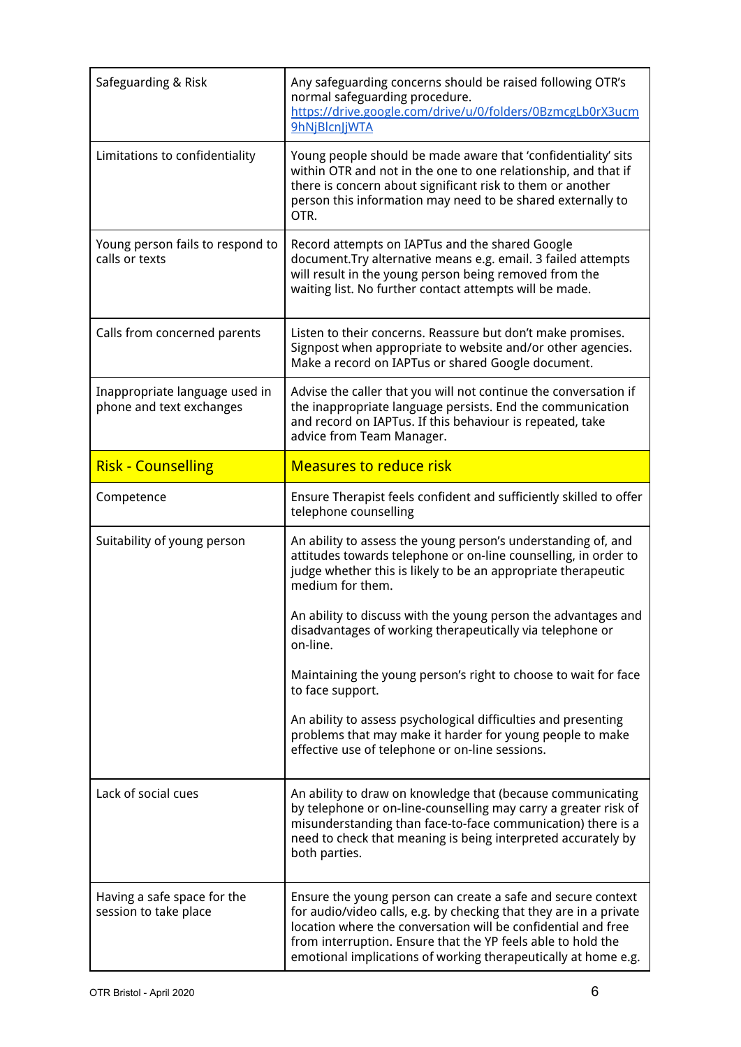| | |
|---|---|
| Safeguarding & Risk | Any safeguarding concerns should be raised following OTR's normal safeguarding procedure. https://drive.google.com/drive/u/0/folders/0BzmcgLb0rX3ucm9hNjBlcnJjWTA |
| Limitations to confidentiality | Young people should be made aware that 'confidentiality' sits within OTR and not in the one to one relationship, and that if there is concern about significant risk to them or another person this information may need to be shared externally to OTR. |
| Young person fails to respond to calls or texts | Record attempts on IAPTus and the shared Google document.Try alternative means e.g. email. 3 failed attempts will result in the young person being removed from the waiting list. No further contact attempts will be made. |
| Calls from concerned parents | Listen to their concerns. Reassure but don't make promises. Signpost when appropriate to website and/or other agencies. Make a record on IAPTus or shared Google document. |
| Inappropriate language used in phone and text exchanges | Advise the caller that you will not continue the conversation if the inappropriate language persists. End the communication and record on IAPTus. If this behaviour is repeated, take advice from Team Manager. |
| **Risk - Counselling** | **Measures to reduce risk** |
| Competence | Ensure Therapist feels confident and sufficiently skilled to offer telephone counselling |
| Suitability of young person | An ability to assess the young person's understanding of, and attitudes towards telephone or on-line counselling, in order to judge whether this is likely to be an appropriate therapeutic medium for them.<br><br>An ability to discuss with the young person the advantages and disadvantages of working therapeutically via telephone or on-line.<br><br>Maintaining the young person's right to choose to wait for face to face support.<br><br>An ability to assess psychological difficulties and presenting problems that may make it harder for young people to make effective use of telephone or on-line sessions. |
| Lack of social cues | An ability to draw on knowledge that (because communicating by telephone or on-line-counselling may carry a greater risk of misunderstanding than face-to-face communication) there is a need to check that meaning is being interpreted accurately by both parties. |
| Having a safe space for the session to take place | Ensure the young person can create a safe and secure context for audio/video calls, e.g. by checking that they are in a private location where the conversation will be confidential and free from interruption. Ensure that the YP feels able to hold the emotional implications of working therapeutically at home e.g. |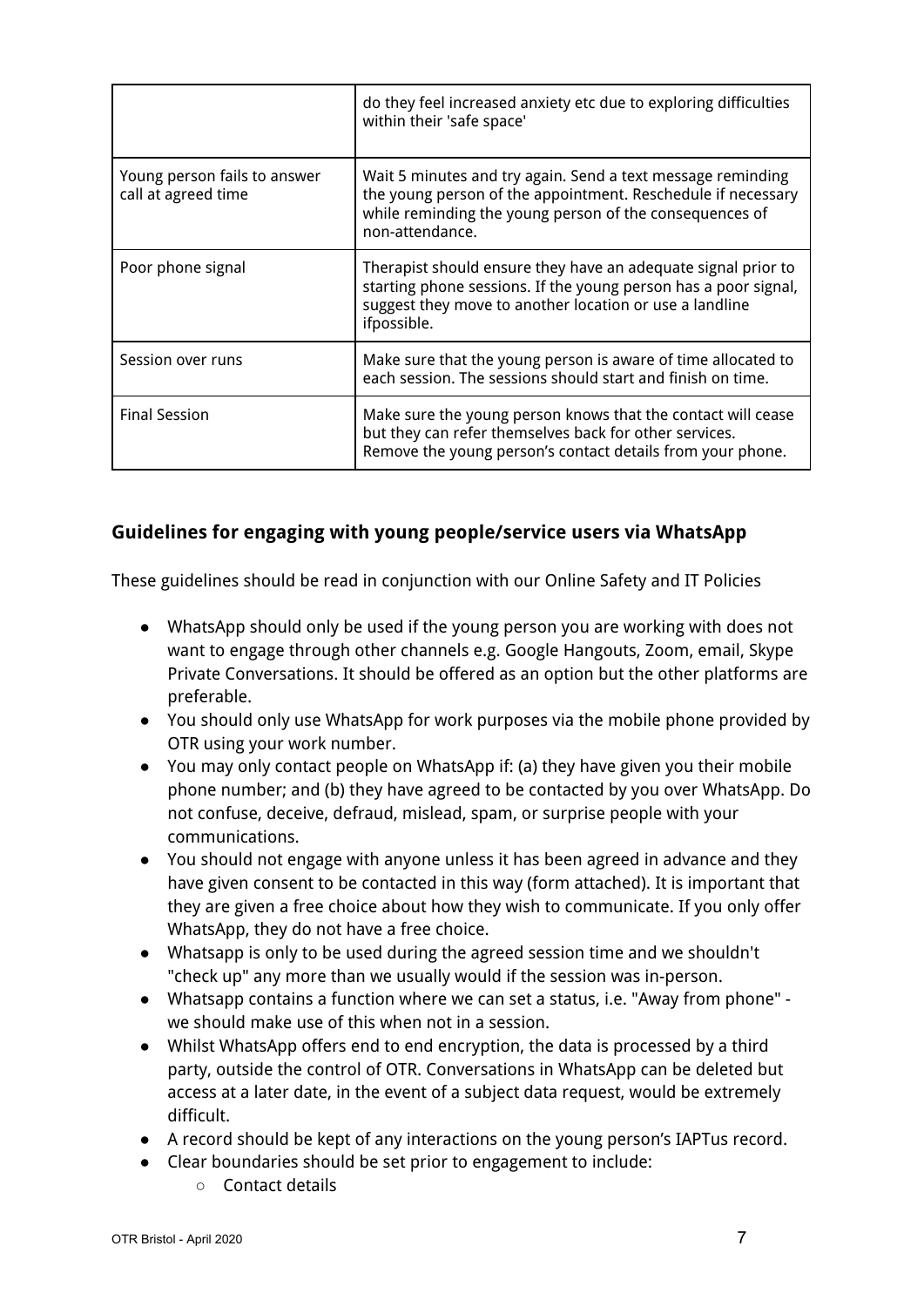|  |  |
| --- | --- |
|  | do they feel increased anxiety etc due to exploring difficulties within their 'safe space' |
| Young person fails to answer call at agreed time | Wait 5 minutes and try again. Send a text message reminding the young person of the appointment. Reschedule if necessary while reminding the young person of the consequences of non-attendance. |
| Poor phone signal | Therapist should ensure they have an adequate signal prior to starting phone sessions. If the young person has a poor signal, suggest they move to another location or use a landline ifpossible. |
| Session over runs | Make sure that the young person is aware of time allocated to each session. The sessions should start and finish on time. |
| Final Session | Make sure the young person knows that the contact will cease but they can refer themselves back for other services. Remove the young person's contact details from your phone. |

### Guidelines for engaging with young people/service users via WhatsApp

These guidelines should be read in conjunction with our Online Safety and IT Policies

- WhatsApp should only be used if the young person you are working with does not want to engage through other channels e.g. Google Hangouts, Zoom, email, Skype Private Conversations. It should be offered as an option but the other platforms are preferable.
- You should only use WhatsApp for work purposes via the mobile phone provided by OTR using your work number.
- You may only contact people on WhatsApp if: (a) they have given you their mobile phone number; and (b) they have agreed to be contacted by you over WhatsApp. Do not confuse, deceive, defraud, mislead, spam, or surprise people with your communications.
- You should not engage with anyone unless it has been agreed in advance and they have given consent to be contacted in this way (form attached). It is important that they are given a free choice about how they wish to communicate. If you only offer WhatsApp, they do not have a free choice.
- Whatsapp is only to be used during the agreed session time and we shouldn't "check up" any more than we usually would if the session was in-person.
- Whatsapp contains a function where we can set a status, i.e. "Away from phone" - we should make use of this when not in a session.
- Whilst WhatsApp offers end to end encryption, the data is processed by a third party, outside the control of OTR. Conversations in WhatsApp can be deleted but access at a later date, in the event of a subject data request, would be extremely difficult.
- A record should be kept of any interactions on the young person's IAPTus record.
- Clear boundaries should be set prior to engagement to include:
  - Contact details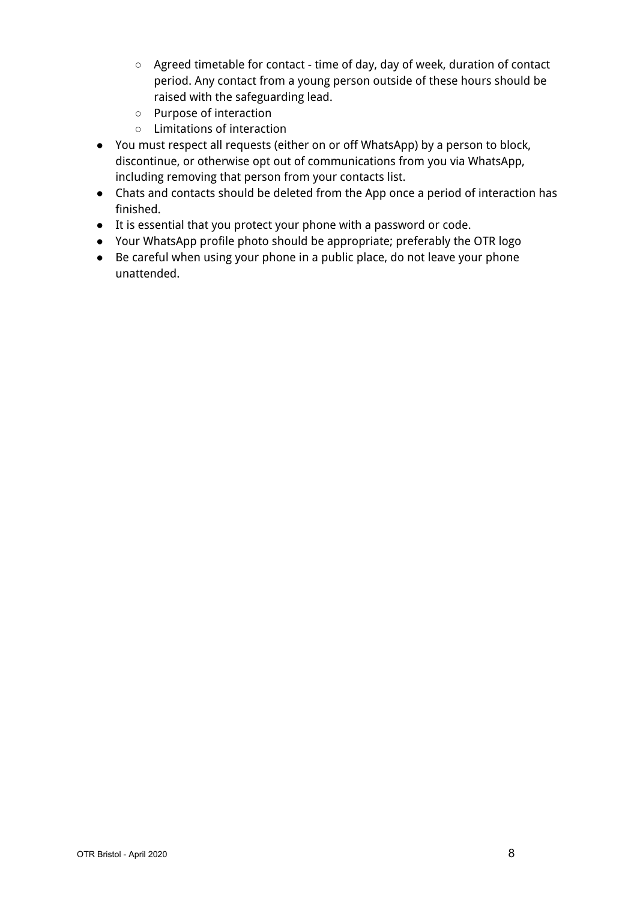- Agreed timetable for contact - time of day, day of week, duration of contact period. Any contact from a young person outside of these hours should be raised with the safeguarding lead.
    - Purpose of interaction
    - Limitations of interaction
- You must respect all requests (either on or off WhatsApp) by a person to block, discontinue, or otherwise opt out of communications from you via WhatsApp, including removing that person from your contacts list.
- Chats and contacts should be deleted from the App once a period of interaction has finished.
- It is essential that you protect your phone with a password or code.
- Your WhatsApp profile photo should be appropriate; preferably the OTR logo
- Be careful when using your phone in a public place, do not leave your phone unattended.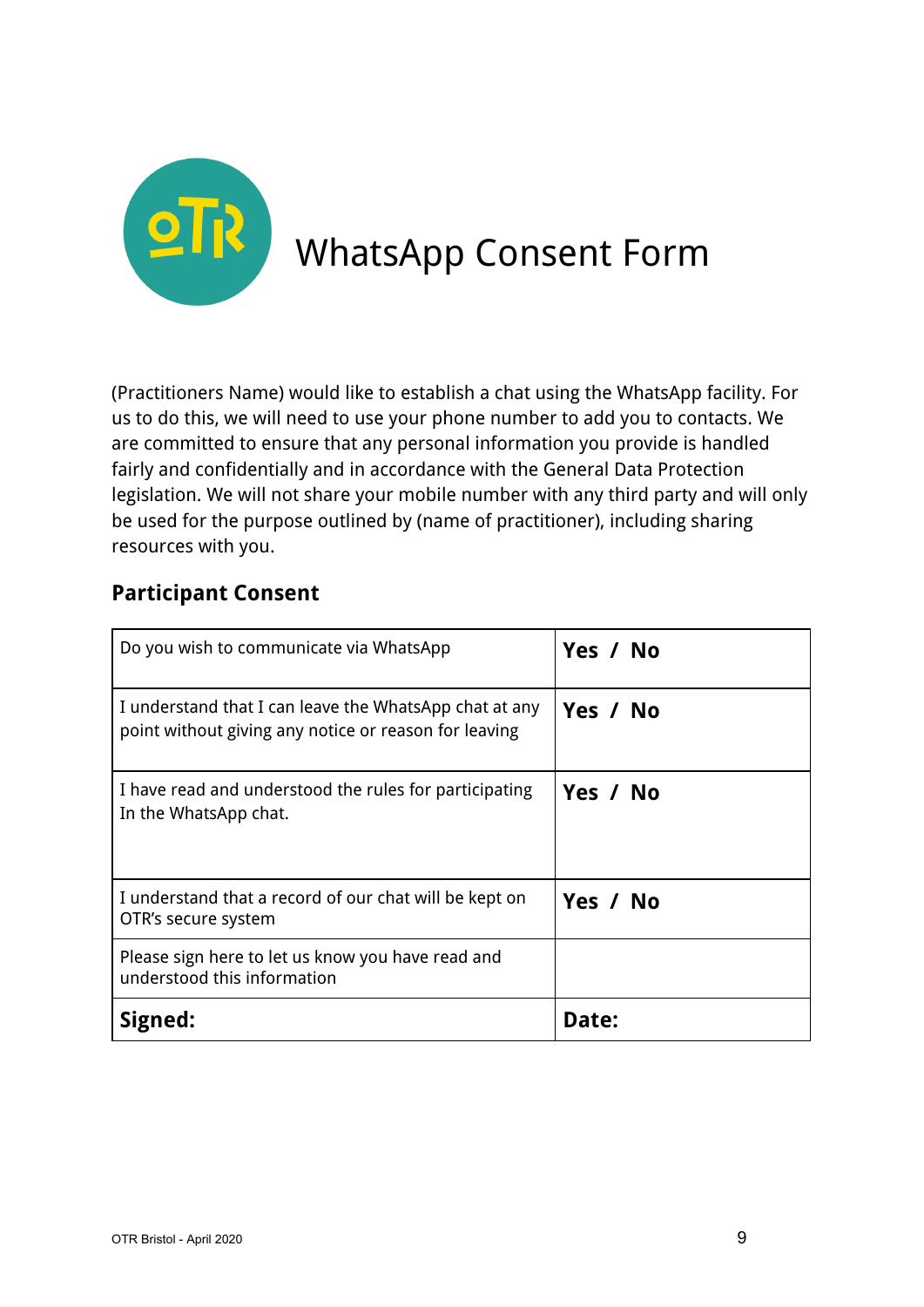# WhatsApp Consent Form

(Practitioners Name) would like to establish a chat using the WhatsApp facility. For us to do this, we will need to use your phone number to add you to contacts. We are committed to ensure that any personal information you provide is handled fairly and confidentially and in accordance with the General Data Protection legislation. We will not share your mobile number with any third party and will only be used for the purpose outlined by (name of practitioner), including sharing resources with you.

## Participant Consent

| | |
|---|---|
| Do you wish to communicate via WhatsApp | **Yes / No** |
| I understand that I can leave the WhatsApp chat at any point without giving any notice or reason for leaving | **Yes / No** |
| I have read and understood the rules for participating In the WhatsApp chat. | **Yes / No** |
| I understand that a record of our chat will be kept on OTR's secure system | **Yes / No** |
| Please sign here to let us know you have read and understood this information | |
| **Signed:** | **Date:** |

OTR Bristol - April 2020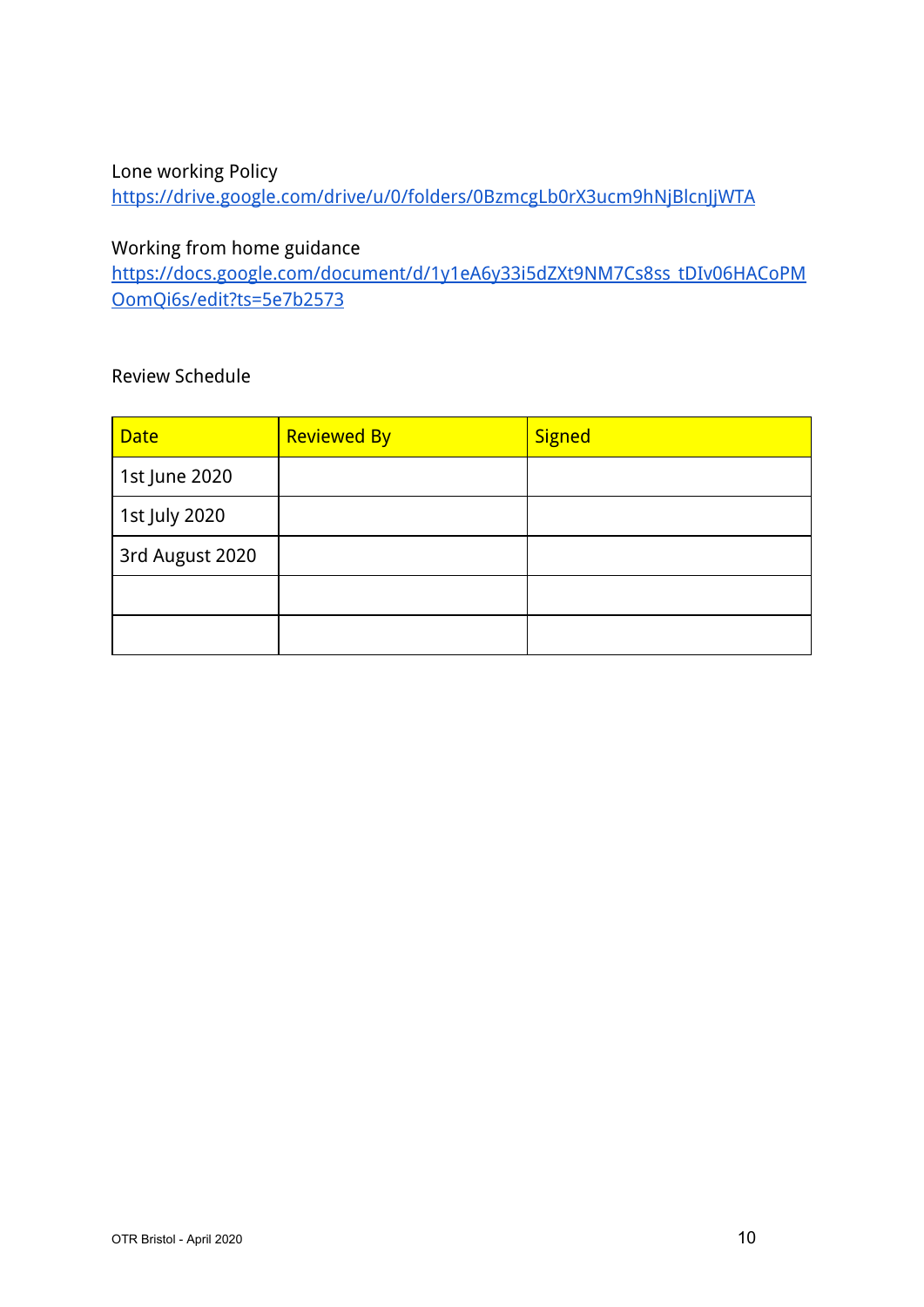Lone working Policy
https://drive.google.com/drive/u/0/folders/0BzmcgLb0rX3ucm9hNjBlcnJjWTA

Working from home guidance
https://docs.google.com/document/d/1y1eA6y33i5dZXt9NM7Cs8ss_tDIv06HACoPMOomQi6s/edit?ts=5e7b2573

Review Schedule

| Date | Reviewed By | Signed |
|---|---|---|
| 1st June 2020 | | |
| 1st July 2020 | | |
| 3rd August 2020 | | |
| | | |
| | | |